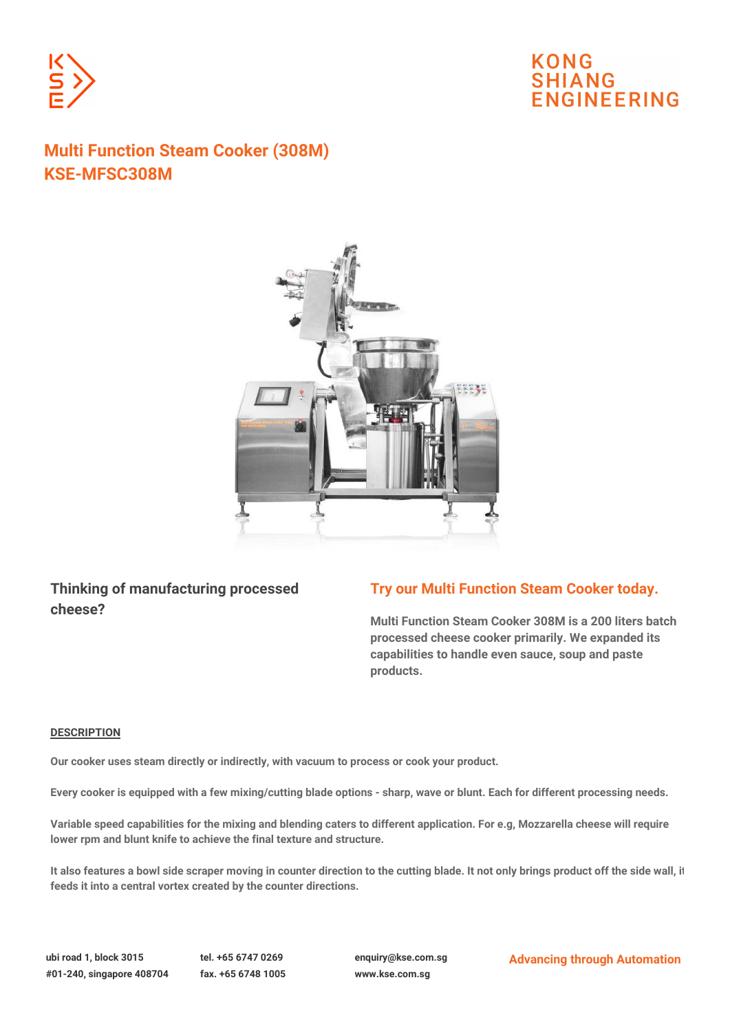KONG SHIANG ENGINEERING

# Multi Function Steam Cooker (308M)
# KSE-MFSC308M

**Thinking of manufacturing processed cheese?**

## Try our Multi Function Steam Cooker today.

**Multi Function Steam Cooker 308M is a 200 liters batch processed cheese cooker primarily. We expanded its capabilities to handle even sauce, soup and paste products.**

## DESCRIPTION

Our cooker uses steam directly or indirectly, with vacuum to process or cook your product.

Every cooker is equipped with a few mixing/cutting blade options - sharp, wave or blunt. Each for different processing needs.

Variable speed capabilities for the mixing and blending caters to different application. For e.g, Mozzarella cheese will require lower rpm and blunt knife to achieve the final texture and structure.

It also features a bowl side scraper moving in counter direction to the cutting blade. It not only brings product off the side wall, it feeds it into a central vortex created by the counter directions.

ubi road 1, block 3015
#01-240, singapore 408704

tel. +65 6747 0269
fax. +65 6748 1005

enquiry@kse.com.sg
www.kse.com.sg

Advancing through Automation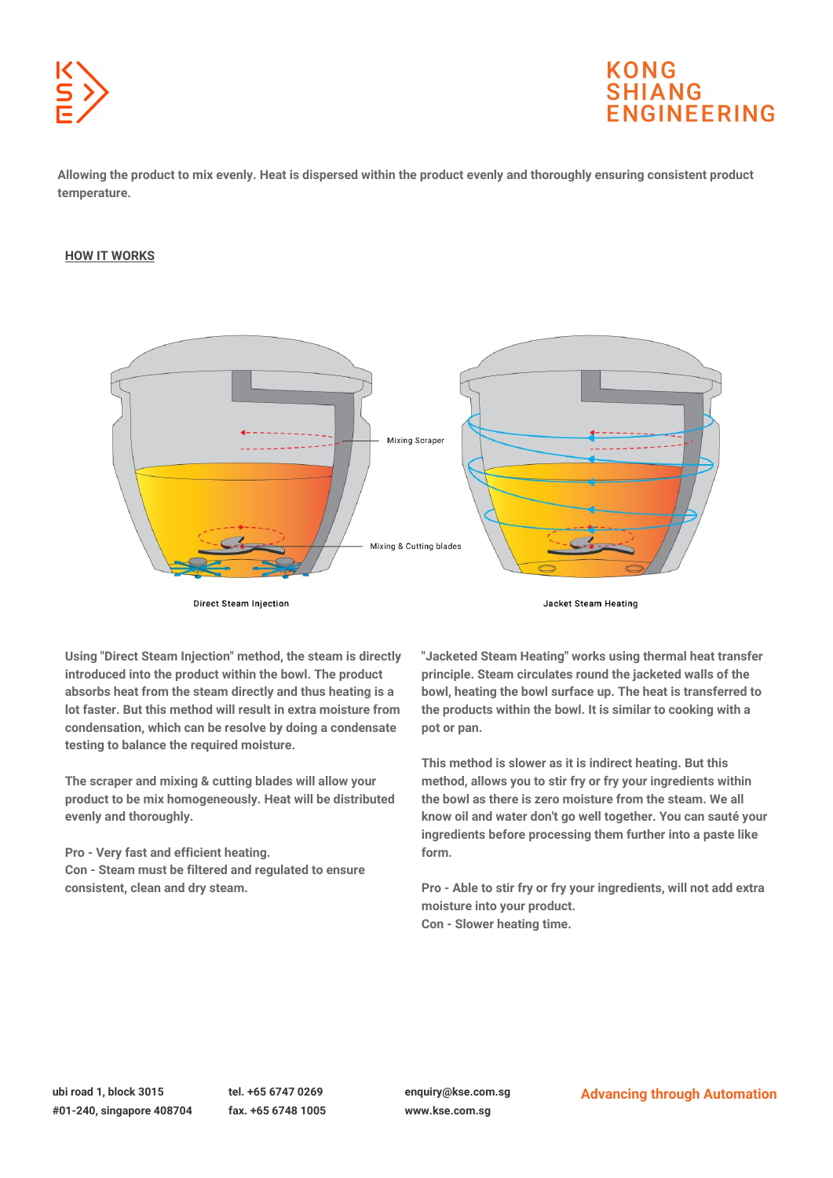Allowing the product to mix evenly. Heat is dispersed within the product evenly and thoroughly ensuring consistent product temperature.

**HOW IT WORKS**

Mixing Scraper

Mixing & Cutting blades

Direct Steam Injection

Jacket Steam Heating

Using "Direct Steam Injection" method, the steam is directly introduced into the product within the bowl. The product absorbs heat from the steam directly and thus heating is a lot faster. But this method will result in extra moisture from condensation, which can be resolve by doing a condensate testing to balance the required moisture.

The scraper and mixing & cutting blades will allow your product to be mix homogeneously. Heat will be distributed evenly and thoroughly.

Pro - Very fast and efficient heating.
Con - Steam must be filtered and regulated to ensure consistent, clean and dry steam.

"Jacketed Steam Heating" works using thermal heat transfer principle. Steam circulates round the jacketed walls of the bowl, heating the bowl surface up. The heat is transferred to the products within the bowl. It is similar to cooking with a pot or pan.

This method is slower as it is indirect heating. But this method, allows you to stir fry or fry your ingredients within the bowl as there is zero moisture from the steam. We all know oil and water don't go well together. You can sauté your ingredients before processing them further into a paste like form.

Pro - Able to stir fry or fry your ingredients, will not add extra moisture into your product.
Con - Slower heating time.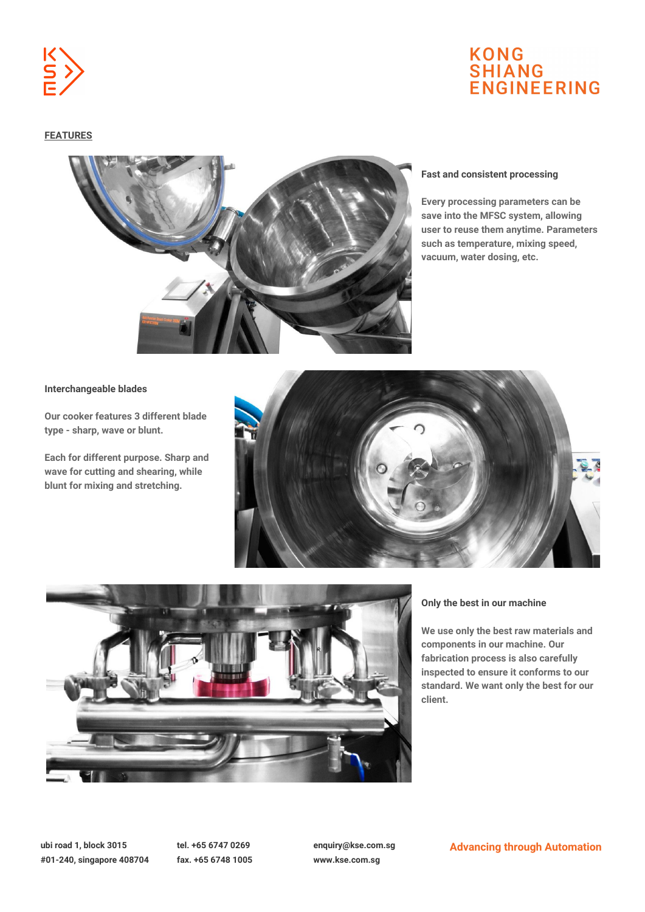## FEATURES

### Fast and consistent processing

Every processing parameters can be save into the MFSC system, allowing user to reuse them anytime. Parameters such as temperature, mixing speed, vacuum, water dosing, etc.

### Interchangeable blades

Our cooker features 3 different blade type - sharp, wave or blunt.

Each for different purpose. Sharp and wave for cutting and shearing, while blunt for mixing and stretching.

### Only the best in our machine

We use only the best raw materials and components in our machine. Our fabrication process is also carefully inspected to ensure it conforms to our standard. We want only the best for our client.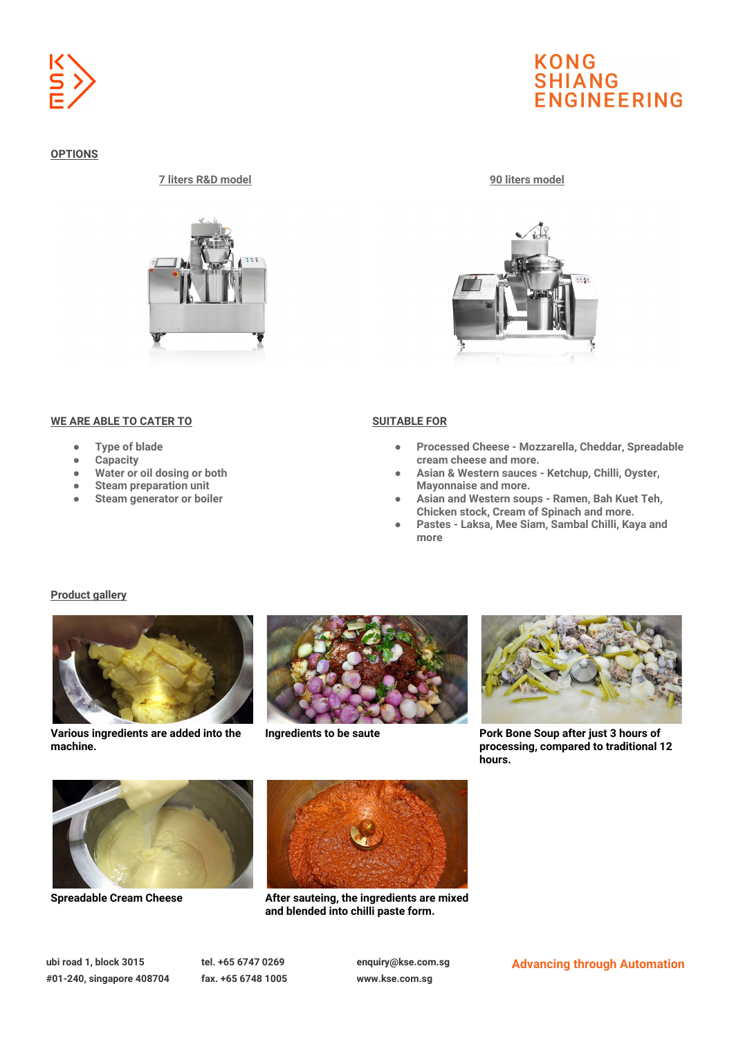## OPTIONS

**7 liters R&D model**

**90 liters model**

### WE ARE ABLE TO CATER TO

- Type of blade
- Capacity
- Water or oil dosing or both
- Steam preparation unit
- Steam generator or boiler

### SUITABLE FOR

- Processed Cheese - Mozzarella, Cheddar, Spreadable cream cheese and more.
- Asian & Western sauces - Ketchup, Chilli, Oyster, Mayonnaise and more.
- Asian and Western soups - Ramen, Bah Kuet Teh, Chicken stock, Cream of Spinach and more.
- Pastes - Laksa, Mee Siam, Sambal Chilli, Kaya and more

### Product gallery

**Various ingredients are added into the machine.**

**Ingredients to be saute**

**Pork Bone Soup after just 3 hours of processing, compared to traditional 12 hours.**

**Spreadable Cream Cheese**

**After sauteing, the ingredients are mixed and blended into chilli paste form.**

ubi road 1, block 3015
#01-240, singapore 408704

tel. +65 6747 0269
fax. +65 6748 1005

enquiry@kse.com.sg
www.kse.com.sg

Advancing through Automation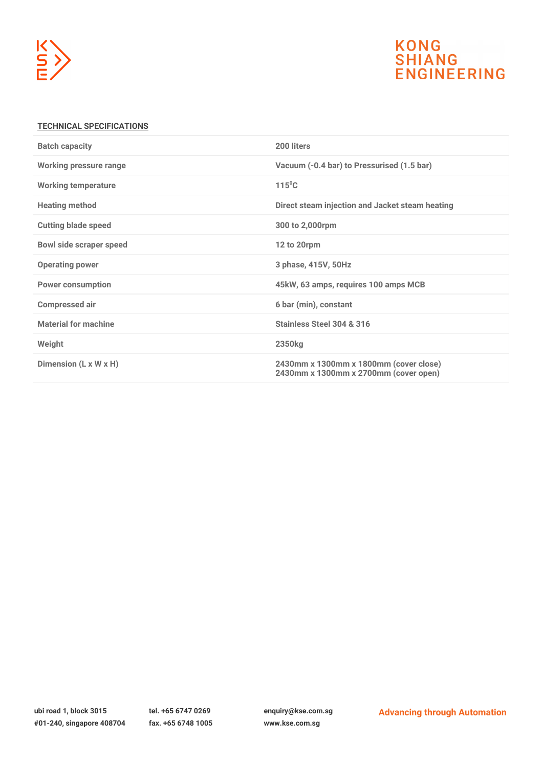**TECHNICAL SPECIFICATIONS**

| | |
|---|---|
| Batch capacity | 200 liters |
| Working pressure range | Vacuum (-0.4 bar) to Pressurised (1.5 bar) |
| Working temperature | $115^0$C |
| Heating method | Direct steam injection and Jacket steam heating |
| Cutting blade speed | 300 to 2,000rpm |
| Bowl side scraper speed | 12 to 20rpm |
| Operating power | 3 phase, 415V, 50Hz |
| Power consumption | 45kW, 63 amps, requires 100 amps MCB |
| Compressed air | 6 bar (min), constant |
| Material for machine | Stainless Steel 304 & 316 |
| Weight | 2350kg |
| Dimension (L x W x H) | 2430mm x 1300mm x 1800mm (cover close)<br>2430mm x 1300mm x 2700mm (cover open) |